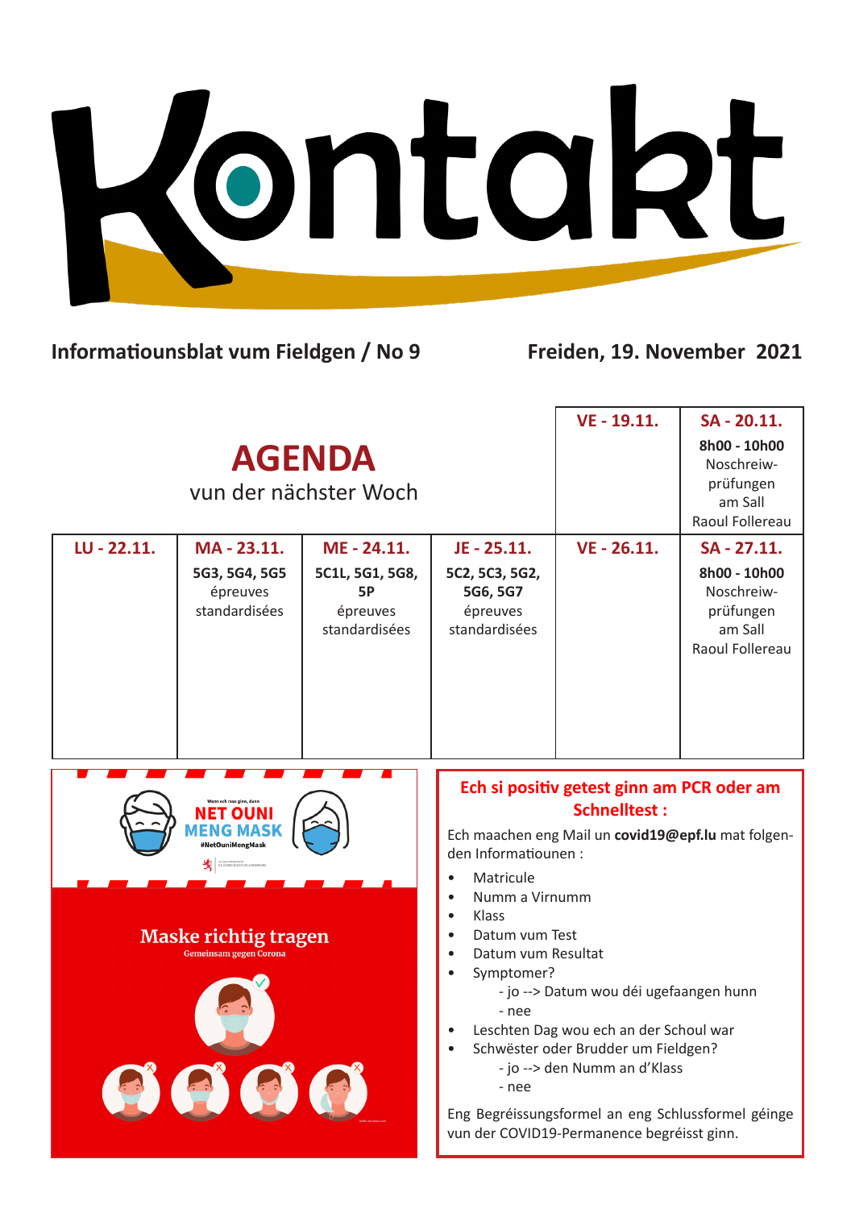# Kontakt

**Informatiounsblat vum Fieldgen / No 9**

**Freiden, 19. November 2021**

## AGENDA

vun der nächster Woch

| | | | | VE - 19.11. | SA - 20.11. |
|---|---|---|---|---|---|
| | | | | | **8h00 - 10h00** Noschreiw-prüfungen am Sall Raoul Follereau |
| **LU - 22.11.** | **MA - 23.11.** | **ME - 24.11.** | **JE - 25.11.** | **VE - 26.11.** | **SA - 27.11.** |
| | **5G3, 5G4, 5G5** épreuves standardisées | **5C1L, 5G1, 5G8, 5P** épreuves standardisées | **5C2, 5C3, 5G2, 5G6, 5G7** épreuves standardisées | | **8h00 - 10h00** Noschreiw-prüfungen am Sall Raoul Follereau |

Wann ech raus ginn, dann

**NET OUNI MENG MASK**

#NetOuniMengMask

**Maske richtig tragen**

Gemeinsam gegen Corona

## Ech si positiv getest ginn am PCR oder am Schnelltest :

Ech maachen eng Mail un **covid19@epf.lu** mat folgenden Informatiounen :

- Matricule
- Numm a Virnumm
- Klass
- Datum vum Test
- Datum vum Resultat
- Symptomer?
  - jo --> Datum wou déi ugefaangen hunn
  - nee
- Leschten Dag wou ech an der Schoul war
- Schwëster oder Brudder um Fieldgen?
  - jo --> den Numm an d'Klass
  - nee

Eng Begréissungsformel an eng Schlussformel géinge vun der COVID19-Permanence begréisst ginn.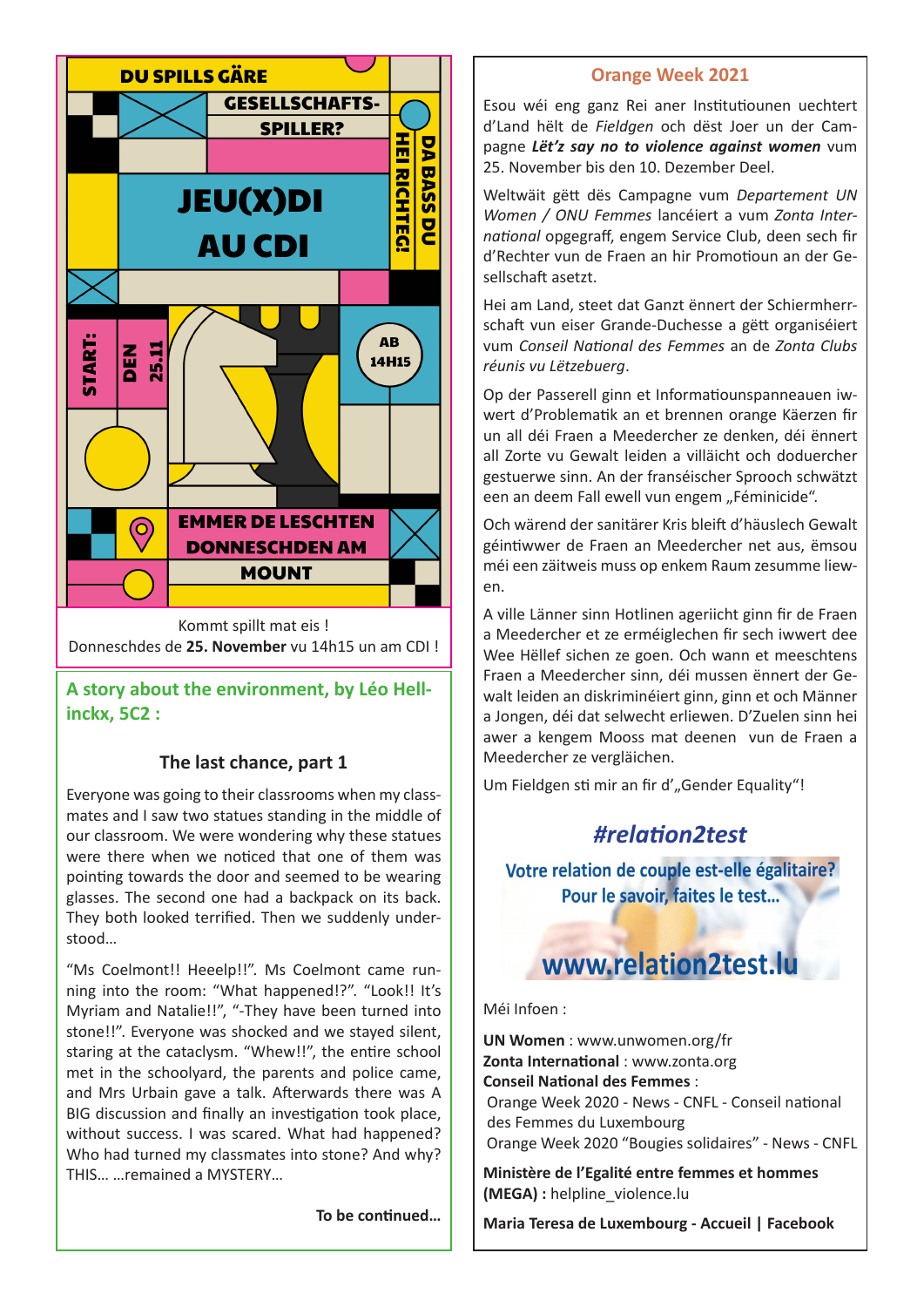DU SPILLS GÄRE GESELLSCHAFTS-SPILLER?

DA BASS DU HEI RICHTEG!

# JEU(X)DI AU CDI

START: DEN 25.11

AB 14H15

EMMER DE LESCHTEN DONNESCHDEN AM MOUNT

Kommt spillt mat eis !
Donneschdes de **25. November** vu 14h15 un am CDI !

## A story about the environment, by Léo Hellinckx, 5C2 :

### The last chance, part 1

Everyone was going to their classrooms when my classmates and I saw two statues standing in the middle of our classroom. We were wondering why these statues were there when we noticed that one of them was pointing towards the door and seemed to be wearing glasses. The second one had a backpack on its back. They both looked terrified. Then we suddenly understood…

"Ms Coelmont!! Heeelp!!". Ms Coelmont came running into the room: "What happened!?". "Look!! It's Myriam and Natalie!!", "-They have been turned into stone!!". Everyone was shocked and we stayed silent, staring at the cataclysm. "Whew!!", the entire school met in the schoolyard, the parents and police came, and Mrs Urbain gave a talk. Afterwards there was A BIG discussion and finally an investigation took place, without success. I was scared. What had happened? Who had turned my classmates into stone? And why? THIS… …remained a MYSTERY…

**To be continued…**

## Orange Week 2021

Esou wéi eng ganz Rei aner Institutiounen uechtert d'Land hëlt de *Fieldgen* och dëst Joer un der Campagne ***Lët'z say no to violence against women*** vum 25. November bis den 10. Dezember Deel.

Weltwäit gëtt dës Campagne vum *Departement UN Women / ONU Femmes* lancéiert a vum *Zonta International* opgegraff, engem Service Club, deen sech fir d'Rechter vun de Fraen an hir Promotioun an der Gesellschaft asetzt.

Hei am Land, steet dat Ganzt ënnert der Schiermherrschaft vun eiser Grande-Duchesse a gëtt organiséiert vum *Conseil National des Femmes* an de *Zonta Clubs réunis vu Lëtzebuerg*.

Op der Passerell ginn et Informatiounspanneauen iwwert d'Problematik an et brennen orange Käerzen fir un all déi Fraen a Meedercher ze denken, déi ënnert all Zorte vu Gewalt leiden a villäicht och doduercher gestuerwe sinn. An der franséischer Sprooch schwätzt een an deem Fall ewell vun engem „Féminicide".

Och wärend der sanitärer Kris bleift d'häuslech Gewalt géintiwwer de Fraen an Meedercher net aus, ëmsou méi een zäitweis muss op enkem Raum zesumme liewen.

A ville Länner sinn Hotlinen ageriicht ginn fir de Fraen a Meedercher et ze erméiglechen fir sech iwwert dee Wee Hëllef sichen ze goen. Och wann et meeschtens Fraen a Meedercher sinn, déi mussen ënnert der Gewalt leiden an diskriminéiert ginn, ginn et och Männer a Jongen, déi dat selwecht erliewen. D'Zuelen sinn hei awer a kengem Mooss mat deenen vun de Fraen a Meedercher ze vergläichen.

Um Fieldgen sti mir an fir d'„Gender Equality"!

### #relation2test

Votre relation de couple est-elle égalitaire?
Pour le savoir, faites le test…

www.relation2test.lu

Méi Infoen :

**UN Women** : www.unwomen.org/fr
**Zonta International** : www.zonta.org
**Conseil National des Femmes** :
Orange Week 2020 - News - CNFL - Conseil national des Femmes du Luxembourg
Orange Week 2020 "Bougies solidaires" - News - CNFL

**Ministère de l'Egalité entre femmes et hommes (MEGA) :** helpline_violence.lu

**Maria Teresa de Luxembourg - Accueil | Facebook**